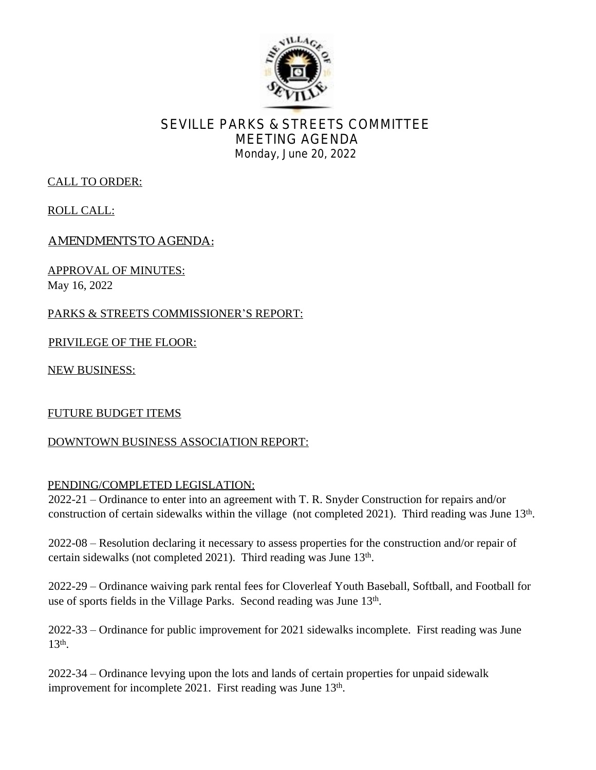# SEVILLE PARKS & STREETS COMMITTEE
## MEETING AGENDA
Monday, June 20, 2022

CALL TO ORDER:

ROLL CALL:

AMENDMENTS TO AGENDA:

APPROVAL OF MINUTES:
May 16, 2022

PARKS & STREETS COMMISSIONER'S REPORT:

PRIVILEGE OF THE FLOOR:

NEW BUSINESS:

FUTURE BUDGET ITEMS

DOWNTOWN BUSINESS ASSOCIATION REPORT:

PENDING/COMPLETED LEGISLATION:

2022-21 – Ordinance to enter into an agreement with T. R. Snyder Construction for repairs and/or construction of certain sidewalks within the village (not completed 2021). Third reading was June 13th.

2022-08 – Resolution declaring it necessary to assess properties for the construction and/or repair of certain sidewalks (not completed 2021). Third reading was June 13th.

2022-29 – Ordinance waiving park rental fees for Cloverleaf Youth Baseball, Softball, and Football for use of sports fields in the Village Parks. Second reading was June 13th.

2022-33 – Ordinance for public improvement for 2021 sidewalks incomplete. First reading was June 13th.

2022-34 – Ordinance levying upon the lots and lands of certain properties for unpaid sidewalk improvement for incomplete 2021. First reading was June 13th.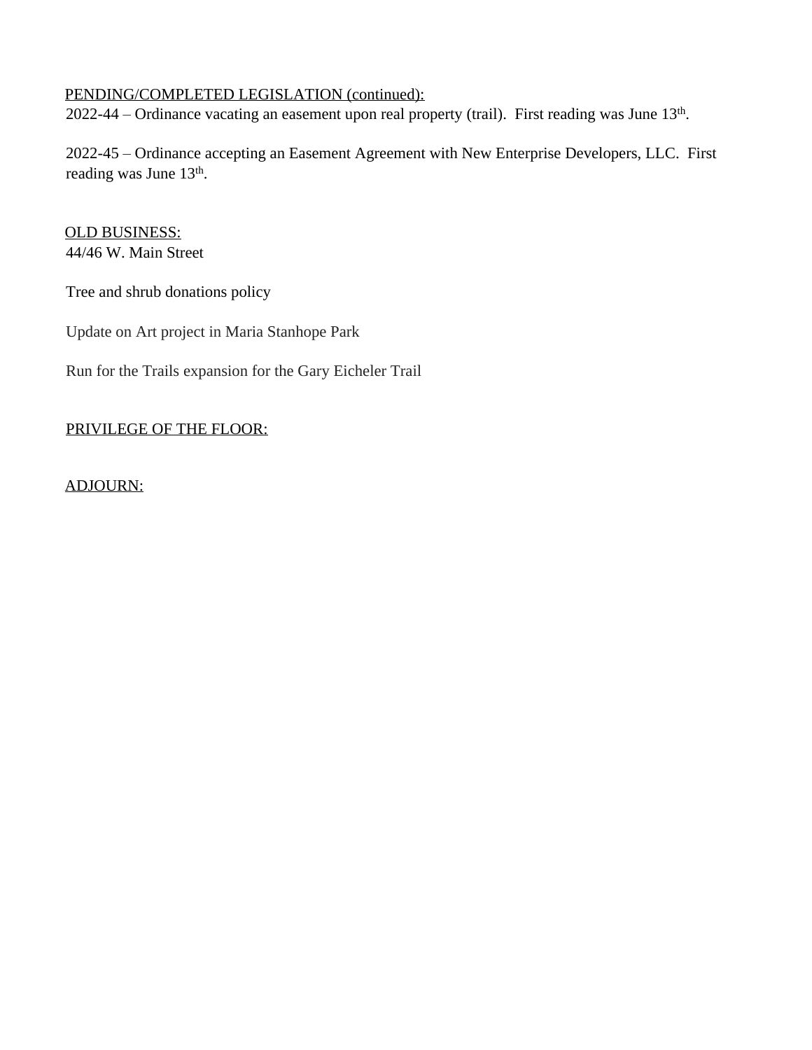PENDING/COMPLETED LEGISLATION (continued):

2022-44 – Ordinance vacating an easement upon real property (trail). First reading was June 13th.

2022-45 – Ordinance accepting an Easement Agreement with New Enterprise Developers, LLC. First reading was June 13th.

OLD BUSINESS:

44/46 W. Main Street

Tree and shrub donations policy

Update on Art project in Maria Stanhope Park

Run for the Trails expansion for the Gary Eicheler Trail

PRIVILEGE OF THE FLOOR:

ADJOURN: